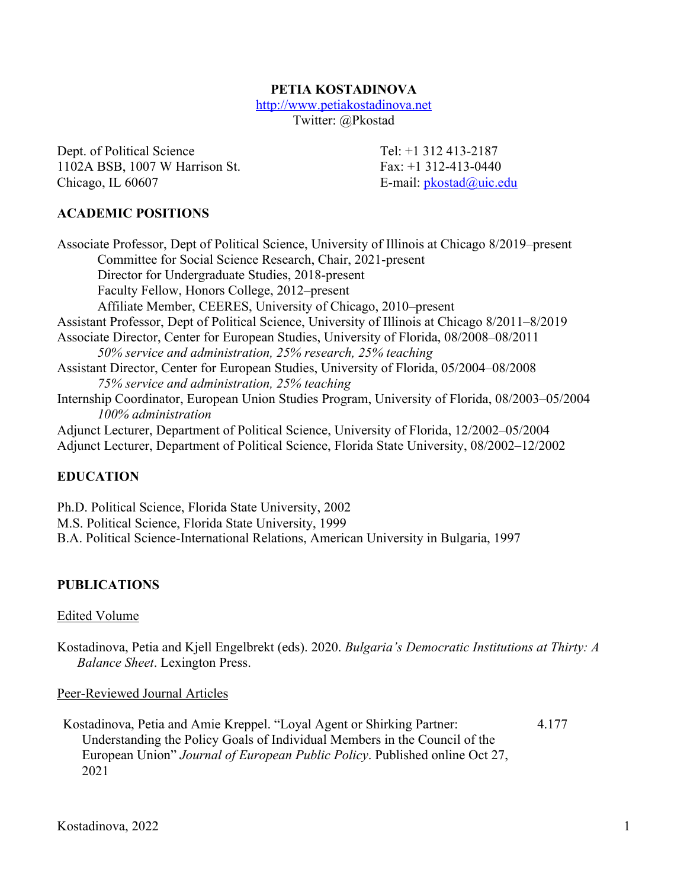# PETIA KOSTADINOVA

http://www.petiakostadinova.net
Twitter: @Pkostad

Dept. of Political Science
1102A BSB, 1007 W Harrison St.
Chicago, IL 60607

Tel: +1 312 413-2187
Fax: +1 312-413-0440
E-mail: pkostad@uic.edu

## ACADEMIC POSITIONS

Associate Professor, Dept of Political Science, University of Illinois at Chicago 8/2019–present
- Committee for Social Science Research, Chair, 2021-present
- Director for Undergraduate Studies, 2018-present
- Faculty Fellow, Honors College, 2012–present
- Affiliate Member, CEERES, University of Chicago, 2010–present

Assistant Professor, Dept of Political Science, University of Illinois at Chicago 8/2011–8/2019

Associate Director, Center for European Studies, University of Florida, 08/2008–08/2011
*50% service and administration, 25% research, 25% teaching*

Assistant Director, Center for European Studies, University of Florida, 05/2004–08/2008
*75% service and administration, 25% teaching*

Internship Coordinator, European Union Studies Program, University of Florida, 08/2003–05/2004
*100% administration*

Adjunct Lecturer, Department of Political Science, University of Florida, 12/2002–05/2004

Adjunct Lecturer, Department of Political Science, Florida State University, 08/2002–12/2002

## EDUCATION

Ph.D. Political Science, Florida State University, 2002
M.S. Political Science, Florida State University, 1999
B.A. Political Science-International Relations, American University in Bulgaria, 1997

## PUBLICATIONS

### Edited Volume

Kostadinova, Petia and Kjell Engelbrekt (eds). 2020. *Bulgaria's Democratic Institutions at Thirty: A Balance Sheet*. Lexington Press.

### Peer-Reviewed Journal Articles

Kostadinova, Petia and Amie Kreppel. "Loyal Agent or Shirking Partner: Understanding the Policy Goals of Individual Members in the Council of the European Union" *Journal of European Public Policy*. Published online Oct 27, 2021 — 4.177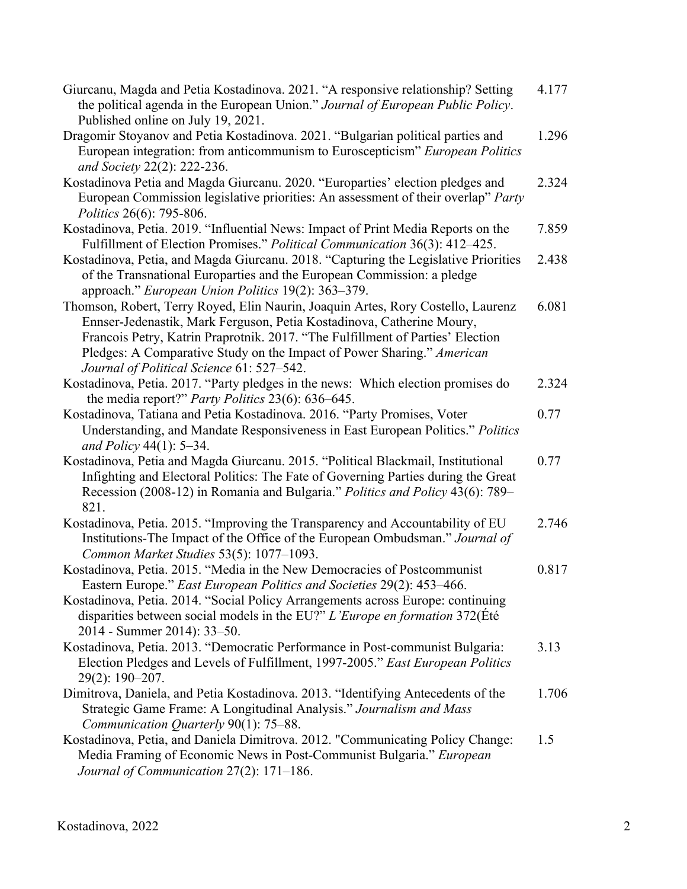Giurcanu, Magda and Petia Kostadinova. 2021. “A responsive relationship? Setting the political agenda in the European Union.” *Journal of European Public Policy*. Published online on July 19, 2021. 4.177

Dragomir Stoyanov and Petia Kostadinova. 2021. “Bulgarian political parties and European integration: from anticommunism to Euroscepticism” *European Politics and Society* 22(2): 222-236. 1.296

Kostadinova Petia and Magda Giurcanu. 2020. “Europarties’ election pledges and European Commission legislative priorities: An assessment of their overlap” *Party Politics* 26(6): 795-806. 2.324

Kostadinova, Petia. 2019. “Influential News: Impact of Print Media Reports on the Fulfillment of Election Promises.” *Political Communication* 36(3): 412–425. 7.859

Kostadinova, Petia, and Magda Giurcanu. 2018. “Capturing the Legislative Priorities of the Transnational Europarties and the European Commission: a pledge approach.” *European Union Politics* 19(2): 363–379. 2.438

Thomson, Robert, Terry Royed, Elin Naurin, Joaquin Artes, Rory Costello, Laurenz Ennser-Jedenastik, Mark Ferguson, Petia Kostadinova, Catherine Moury, Francois Petry, Katrin Praprotnik. 2017. “The Fulfillment of Parties’ Election Pledges: A Comparative Study on the Impact of Power Sharing.” *American Journal of Political Science* 61: 527–542. 6.081

Kostadinova, Petia. 2017. “Party pledges in the news: Which election promises do the media report?” *Party Politics* 23(6): 636–645. 2.324

Kostadinova, Tatiana and Petia Kostadinova. 2016. “Party Promises, Voter Understanding, and Mandate Responsiveness in East European Politics.” *Politics and Policy* 44(1): 5–34. 0.77

Kostadinova, Petia and Magda Giurcanu. 2015. “Political Blackmail, Institutional Infighting and Electoral Politics: The Fate of Governing Parties during the Great Recession (2008-12) in Romania and Bulgaria.” *Politics and Policy* 43(6): 789–821. 0.77

Kostadinova, Petia. 2015. “Improving the Transparency and Accountability of EU Institutions-The Impact of the Office of the European Ombudsman.” *Journal of Common Market Studies* 53(5): 1077–1093. 2.746

Kostadinova, Petia. 2015. “Media in the New Democracies of Postcommunist Eastern Europe.” *East European Politics and Societies* 29(2): 453–466. 0.817

Kostadinova, Petia. 2014. “Social Policy Arrangements across Europe: continuing disparities between social models in the EU?” *L’Europe en formation* 372(Été 2014 - Summer 2014): 33–50.

Kostadinova, Petia. 2013. “Democratic Performance in Post-communist Bulgaria: Election Pledges and Levels of Fulfillment, 1997-2005.” *East European Politics* 29(2): 190–207. 3.13

Dimitrova, Daniela, and Petia Kostadinova. 2013. “Identifying Antecedents of the Strategic Game Frame: A Longitudinal Analysis.” *Journalism and Mass Communication Quarterly* 90(1): 75–88. 1.706

Kostadinova, Petia, and Daniela Dimitrova. 2012. "Communicating Policy Change: Media Framing of Economic News in Post-Communist Bulgaria.” *European Journal of Communication* 27(2): 171–186. 1.5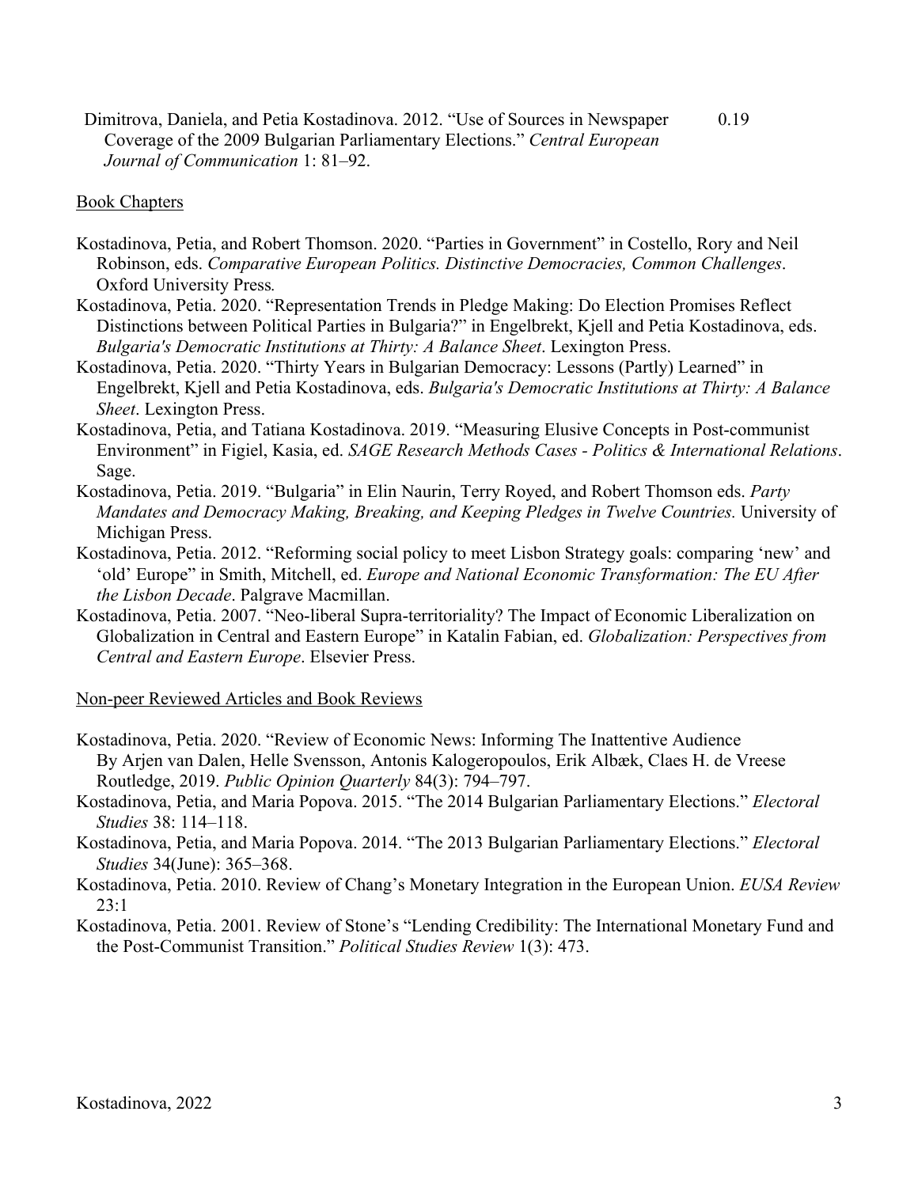Dimitrova, Daniela, and Petia Kostadinova. 2012. "Use of Sources in Newspaper Coverage of the 2009 Bulgarian Parliamentary Elections." *Central European Journal of Communication* 1: 81–92. 0.19

Book Chapters

Kostadinova, Petia, and Robert Thomson. 2020. "Parties in Government" in Costello, Rory and Neil Robinson, eds. *Comparative European Politics. Distinctive Democracies, Common Challenges*. Oxford University Press.

Kostadinova, Petia. 2020. "Representation Trends in Pledge Making: Do Election Promises Reflect Distinctions between Political Parties in Bulgaria?" in Engelbrekt, Kjell and Petia Kostadinova, eds. *Bulgaria's Democratic Institutions at Thirty: A Balance Sheet*. Lexington Press.

Kostadinova, Petia. 2020. "Thirty Years in Bulgarian Democracy: Lessons (Partly) Learned" in Engelbrekt, Kjell and Petia Kostadinova, eds. *Bulgaria's Democratic Institutions at Thirty: A Balance Sheet*. Lexington Press.

Kostadinova, Petia, and Tatiana Kostadinova. 2019. "Measuring Elusive Concepts in Post-communist Environment" in Figiel, Kasia, ed. *SAGE Research Methods Cases - Politics & International Relations*. Sage.

Kostadinova, Petia. 2019. "Bulgaria" in Elin Naurin, Terry Royed, and Robert Thomson eds. *Party Mandates and Democracy Making, Breaking, and Keeping Pledges in Twelve Countries.* University of Michigan Press.

Kostadinova, Petia. 2012. "Reforming social policy to meet Lisbon Strategy goals: comparing 'new' and 'old' Europe" in Smith, Mitchell, ed. *Europe and National Economic Transformation: The EU After the Lisbon Decade*. Palgrave Macmillan.

Kostadinova, Petia. 2007. "Neo-liberal Supra-territoriality? The Impact of Economic Liberalization on Globalization in Central and Eastern Europe" in Katalin Fabian, ed. *Globalization: Perspectives from Central and Eastern Europe*. Elsevier Press.

Non-peer Reviewed Articles and Book Reviews

Kostadinova, Petia. 2020. "Review of Economic News: Informing The Inattentive Audience By Arjen van Dalen, Helle Svensson, Antonis Kalogeropoulos, Erik Albæk, Claes H. de Vreese Routledge, 2019. *Public Opinion Quarterly* 84(3): 794–797.

Kostadinova, Petia, and Maria Popova. 2015. "The 2014 Bulgarian Parliamentary Elections." *Electoral Studies* 38: 114–118.

Kostadinova, Petia, and Maria Popova. 2014. "The 2013 Bulgarian Parliamentary Elections." *Electoral Studies* 34(June): 365–368.

Kostadinova, Petia. 2010. Review of Chang's Monetary Integration in the European Union. *EUSA Review* 23:1

Kostadinova, Petia. 2001. Review of Stone's "Lending Credibility: The International Monetary Fund and the Post-Communist Transition." *Political Studies Review* 1(3): 473.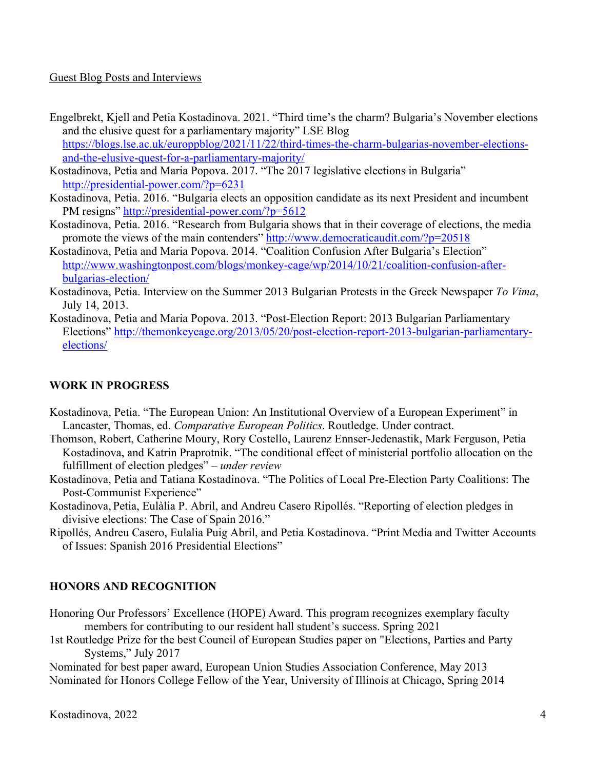Guest Blog Posts and Interviews

Engelbrekt, Kjell and Petia Kostadinova. 2021. "Third time's the charm? Bulgaria's November elections and the elusive quest for a parliamentary majority" LSE Blog https://blogs.lse.ac.uk/europpblog/2021/11/22/third-times-the-charm-bulgarias-november-elections-and-the-elusive-quest-for-a-parliamentary-majority/

Kostadinova, Petia and Maria Popova. 2017. "The 2017 legislative elections in Bulgaria" http://presidential-power.com/?p=6231

Kostadinova, Petia. 2016. "Bulgaria elects an opposition candidate as its next President and incumbent PM resigns" http://presidential-power.com/?p=5612

Kostadinova, Petia. 2016. "Research from Bulgaria shows that in their coverage of elections, the media promote the views of the main contenders" http://www.democraticaudit.com/?p=20518

Kostadinova, Petia and Maria Popova. 2014. "Coalition Confusion After Bulgaria's Election" http://www.washingtonpost.com/blogs/monkey-cage/wp/2014/10/21/coalition-confusion-after-bulgarias-election/

Kostadinova, Petia. Interview on the Summer 2013 Bulgarian Protests in the Greek Newspaper *To Vima*, July 14, 2013.

Kostadinova, Petia and Maria Popova. 2013. "Post-Election Report: 2013 Bulgarian Parliamentary Elections" http://themonkeycage.org/2013/05/20/post-election-report-2013-bulgarian-parliamentary-elections/

## WORK IN PROGRESS

Kostadinova, Petia. "The European Union: An Institutional Overview of a European Experiment" in Lancaster, Thomas, ed. *Comparative European Politics*. Routledge. Under contract.

Thomson, Robert, Catherine Moury, Rory Costello, Laurenz Ennser-Jedenastik, Mark Ferguson, Petia Kostadinova, and Katrin Praprotnik. "The conditional effect of ministerial portfolio allocation on the fulfillment of election pledges" – *under review*

Kostadinova, Petia and Tatiana Kostadinova. "The Politics of Local Pre-Election Party Coalitions: The Post-Communist Experience"

Kostadinova, Petia, Eulàlia P. Abril, and Andreu Casero Ripollés. "Reporting of election pledges in divisive elections: The Case of Spain 2016."

Ripollés, Andreu Casero, Eulalia Puig Abril, and Petia Kostadinova. "Print Media and Twitter Accounts of Issues: Spanish 2016 Presidential Elections"

## HONORS AND RECOGNITION

Honoring Our Professors' Excellence (HOPE) Award. This program recognizes exemplary faculty members for contributing to our resident hall student's success. Spring 2021

1st Routledge Prize for the best Council of European Studies paper on "Elections, Parties and Party Systems," July 2017

Nominated for best paper award, European Union Studies Association Conference, May 2013

Nominated for Honors College Fellow of the Year, University of Illinois at Chicago, Spring 2014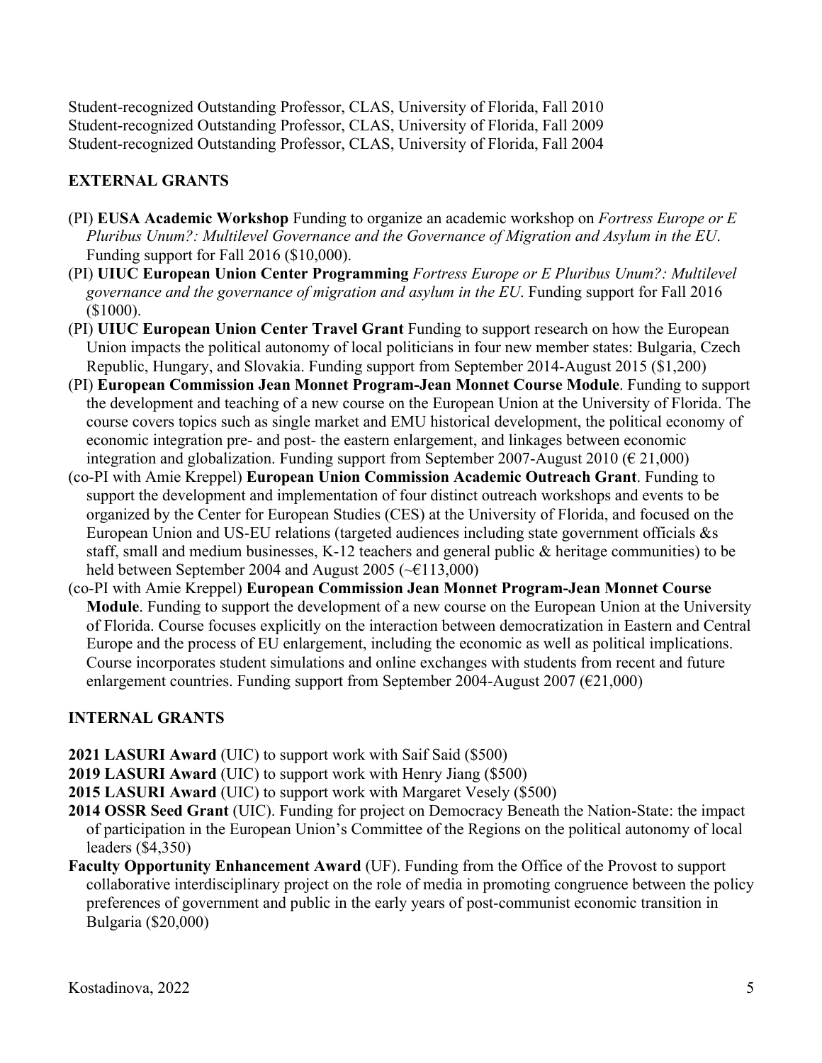Student-recognized Outstanding Professor, CLAS, University of Florida, Fall 2010
Student-recognized Outstanding Professor, CLAS, University of Florida, Fall 2009
Student-recognized Outstanding Professor, CLAS, University of Florida, Fall 2004

## EXTERNAL GRANTS

- (PI) **EUSA Academic Workshop** Funding to organize an academic workshop on *Fortress Europe or E Pluribus Unum?: Multilevel Governance and the Governance of Migration and Asylum in the EU*. Funding support for Fall 2016 ($10,000).
- (PI) **UIUC European Union Center Programming** *Fortress Europe or E Pluribus Unum?: Multilevel governance and the governance of migration and asylum in the EU*. Funding support for Fall 2016 ($1000).
- (PI) **UIUC European Union Center Travel Grant** Funding to support research on how the European Union impacts the political autonomy of local politicians in four new member states: Bulgaria, Czech Republic, Hungary, and Slovakia. Funding support from September 2014-August 2015 ($1,200)
- (PI) **European Commission Jean Monnet Program-Jean Monnet Course Module**. Funding to support the development and teaching of a new course on the European Union at the University of Florida. The course covers topics such as single market and EMU historical development, the political economy of economic integration pre- and post- the eastern enlargement, and linkages between economic integration and globalization. Funding support from September 2007-August 2010 (€ 21,000)
- (co-PI with Amie Kreppel) **European Union Commission Academic Outreach Grant**. Funding to support the development and implementation of four distinct outreach workshops and events to be organized by the Center for European Studies (CES) at the University of Florida, and focused on the European Union and US-EU relations (targeted audiences including state government officials &s staff, small and medium businesses, K-12 teachers and general public & heritage communities) to be held between September 2004 and August 2005 (~€113,000)
- (co-PI with Amie Kreppel) **European Commission Jean Monnet Program-Jean Monnet Course Module**. Funding to support the development of a new course on the European Union at the University of Florida. Course focuses explicitly on the interaction between democratization in Eastern and Central Europe and the process of EU enlargement, including the economic as well as political implications. Course incorporates student simulations and online exchanges with students from recent and future enlargement countries. Funding support from September 2004-August 2007 (€21,000)

## INTERNAL GRANTS

- **2021 LASURI Award** (UIC) to support work with Saif Said ($500)
- **2019 LASURI Award** (UIC) to support work with Henry Jiang ($500)
- **2015 LASURI Award** (UIC) to support work with Margaret Vesely ($500)
- **2014 OSSR Seed Grant** (UIC). Funding for project on Democracy Beneath the Nation-State: the impact of participation in the European Union's Committee of the Regions on the political autonomy of local leaders ($4,350)
- **Faculty Opportunity Enhancement Award** (UF). Funding from the Office of the Provost to support collaborative interdisciplinary project on the role of media in promoting congruence between the policy preferences of government and public in the early years of post-communist economic transition in Bulgaria ($20,000)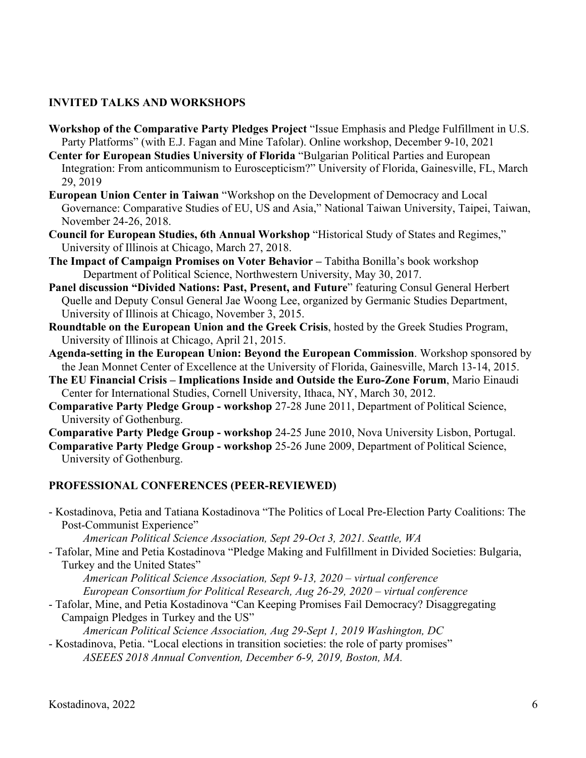## INVITED TALKS AND WORKSHOPS

**Workshop of the Comparative Party Pledges Project** "Issue Emphasis and Pledge Fulfillment in U.S. Party Platforms" (with E.J. Fagan and Mine Tafolar). Online workshop, December 9-10, 2021

**Center for European Studies University of Florida** "Bulgarian Political Parties and European Integration: From anticommunism to Euroscepticism?" University of Florida, Gainesville, FL, March 29, 2019

**European Union Center in Taiwan** "Workshop on the Development of Democracy and Local Governance: Comparative Studies of EU, US and Asia," National Taiwan University, Taipei, Taiwan, November 24-26, 2018.

**Council for European Studies, 6th Annual Workshop** "Historical Study of States and Regimes," University of Illinois at Chicago, March 27, 2018.

**The Impact of Campaign Promises on Voter Behavior –** Tabitha Bonilla's book workshop Department of Political Science, Northwestern University, May 30, 2017.

**Panel discussion "Divided Nations: Past, Present, and Future**" featuring Consul General Herbert Quelle and Deputy Consul General Jae Woong Lee, organized by Germanic Studies Department, University of Illinois at Chicago, November 3, 2015.

**Roundtable on the European Union and the Greek Crisis**, hosted by the Greek Studies Program, University of Illinois at Chicago, April 21, 2015.

**Agenda-setting in the European Union: Beyond the European Commission**. Workshop sponsored by the Jean Monnet Center of Excellence at the University of Florida, Gainesville, March 13-14, 2015.

**The EU Financial Crisis – Implications Inside and Outside the Euro-Zone Forum**, Mario Einaudi Center for International Studies, Cornell University, Ithaca, NY, March 30, 2012.

**Comparative Party Pledge Group - workshop** 27-28 June 2011, Department of Political Science, University of Gothenburg.

**Comparative Party Pledge Group - workshop** 24-25 June 2010, Nova University Lisbon, Portugal.

**Comparative Party Pledge Group - workshop** 25-26 June 2009, Department of Political Science, University of Gothenburg.

## PROFESSIONAL CONFERENCES (PEER-REVIEWED)

- Kostadinova, Petia and Tatiana Kostadinova "The Politics of Local Pre-Election Party Coalitions: The Post-Communist Experience"
  *American Political Science Association, Sept 29-Oct 3, 2021. Seattle, WA*
- Tafolar, Mine and Petia Kostadinova "Pledge Making and Fulfillment in Divided Societies: Bulgaria, Turkey and the United States"
  *American Political Science Association, Sept 9-13, 2020 – virtual conference*
  *European Consortium for Political Research, Aug 26-29, 2020 – virtual conference*
- Tafolar, Mine, and Petia Kostadinova "Can Keeping Promises Fail Democracy? Disaggregating Campaign Pledges in Turkey and the US"
  *American Political Science Association, Aug 29-Sept 1, 2019 Washington, DC*
- Kostadinova, Petia. "Local elections in transition societies: the role of party promises"
  *ASEEES 2018 Annual Convention, December 6-9, 2019, Boston, MA.*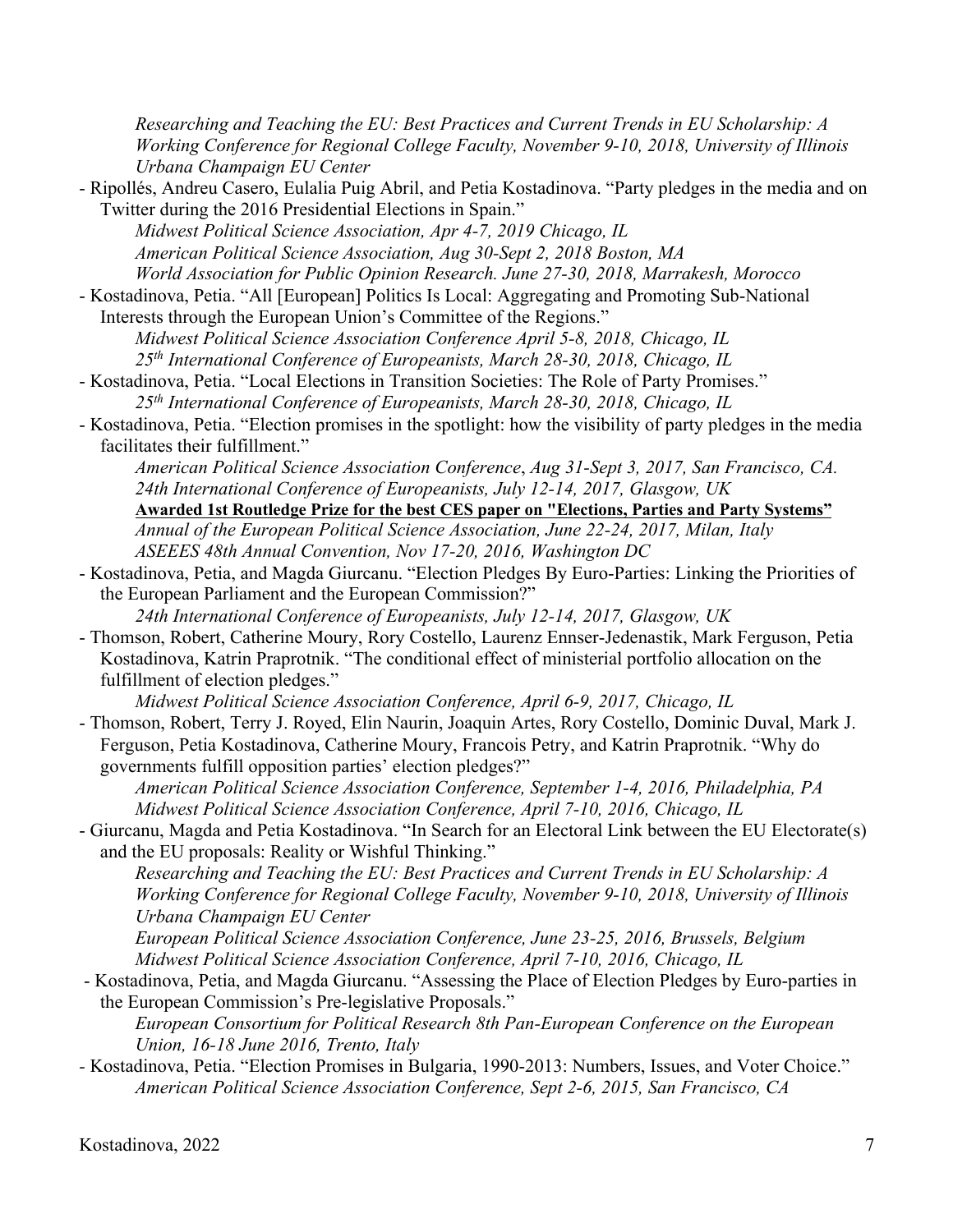*Researching and Teaching the EU: Best Practices and Current Trends in EU Scholarship: A Working Conference for Regional College Faculty, November 9-10, 2018, University of Illinois Urbana Champaign EU Center*

- Ripollés, Andreu Casero, Eulalia Puig Abril, and Petia Kostadinova. "Party pledges in the media and on Twitter during the 2016 Presidential Elections in Spain."
  *Midwest Political Science Association, Apr 4-7, 2019 Chicago, IL*
  *American Political Science Association, Aug 30-Sept 2, 2018 Boston, MA*
  *World Association for Public Opinion Research. June 27-30, 2018, Marrakesh, Morocco*
- Kostadinova, Petia. "All [European] Politics Is Local: Aggregating and Promoting Sub-National Interests through the European Union's Committee of the Regions."
  *Midwest Political Science Association Conference April 5-8, 2018, Chicago, IL*
  *25th International Conference of Europeanists, March 28-30, 2018, Chicago, IL*
- Kostadinova, Petia. "Local Elections in Transition Societies: The Role of Party Promises."
  *25th International Conference of Europeanists, March 28-30, 2018, Chicago, IL*
- Kostadinova, Petia. "Election promises in the spotlight: how the visibility of party pledges in the media facilitates their fulfillment."
  *American Political Science Association Conference, Aug 31-Sept 3, 2017, San Francisco, CA.*
  *24th International Conference of Europeanists, July 12-14, 2017, Glasgow, UK*
  **Awarded 1st Routledge Prize for the best CES paper on "Elections, Parties and Party Systems"**
  *Annual of the European Political Science Association, June 22-24, 2017, Milan, Italy*
  *ASEEES 48th Annual Convention, Nov 17-20, 2016, Washington DC*
- Kostadinova, Petia, and Magda Giurcanu. "Election Pledges By Euro-Parties: Linking the Priorities of the European Parliament and the European Commission?"
  *24th International Conference of Europeanists, July 12-14, 2017, Glasgow, UK*
- Thomson, Robert, Catherine Moury, Rory Costello, Laurenz Ennser-Jedenastik, Mark Ferguson, Petia Kostadinova, Katrin Praprotnik. "The conditional effect of ministerial portfolio allocation on the fulfillment of election pledges."
  *Midwest Political Science Association Conference, April 6-9, 2017, Chicago, IL*
- Thomson, Robert, Terry J. Royed, Elin Naurin, Joaquin Artes, Rory Costello, Dominic Duval, Mark J. Ferguson, Petia Kostadinova, Catherine Moury, Francois Petry, and Katrin Praprotnik. "Why do governments fulfill opposition parties' election pledges?"
  *American Political Science Association Conference, September 1-4, 2016, Philadelphia, PA*
  *Midwest Political Science Association Conference, April 7-10, 2016, Chicago, IL*
- Giurcanu, Magda and Petia Kostadinova. "In Search for an Electoral Link between the EU Electorate(s) and the EU proposals: Reality or Wishful Thinking."
  *Researching and Teaching the EU: Best Practices and Current Trends in EU Scholarship: A Working Conference for Regional College Faculty, November 9-10, 2018, University of Illinois Urbana Champaign EU Center*
  *European Political Science Association Conference, June 23-25, 2016, Brussels, Belgium*
  *Midwest Political Science Association Conference, April 7-10, 2016, Chicago, IL*
- Kostadinova, Petia, and Magda Giurcanu. "Assessing the Place of Election Pledges by Euro-parties in the European Commission's Pre-legislative Proposals."
  *European Consortium for Political Research 8th Pan-European Conference on the European Union, 16-18 June 2016, Trento, Italy*
- Kostadinova, Petia. "Election Promises in Bulgaria, 1990-2013: Numbers, Issues, and Voter Choice."
  *American Political Science Association Conference, Sept 2-6, 2015, San Francisco, CA*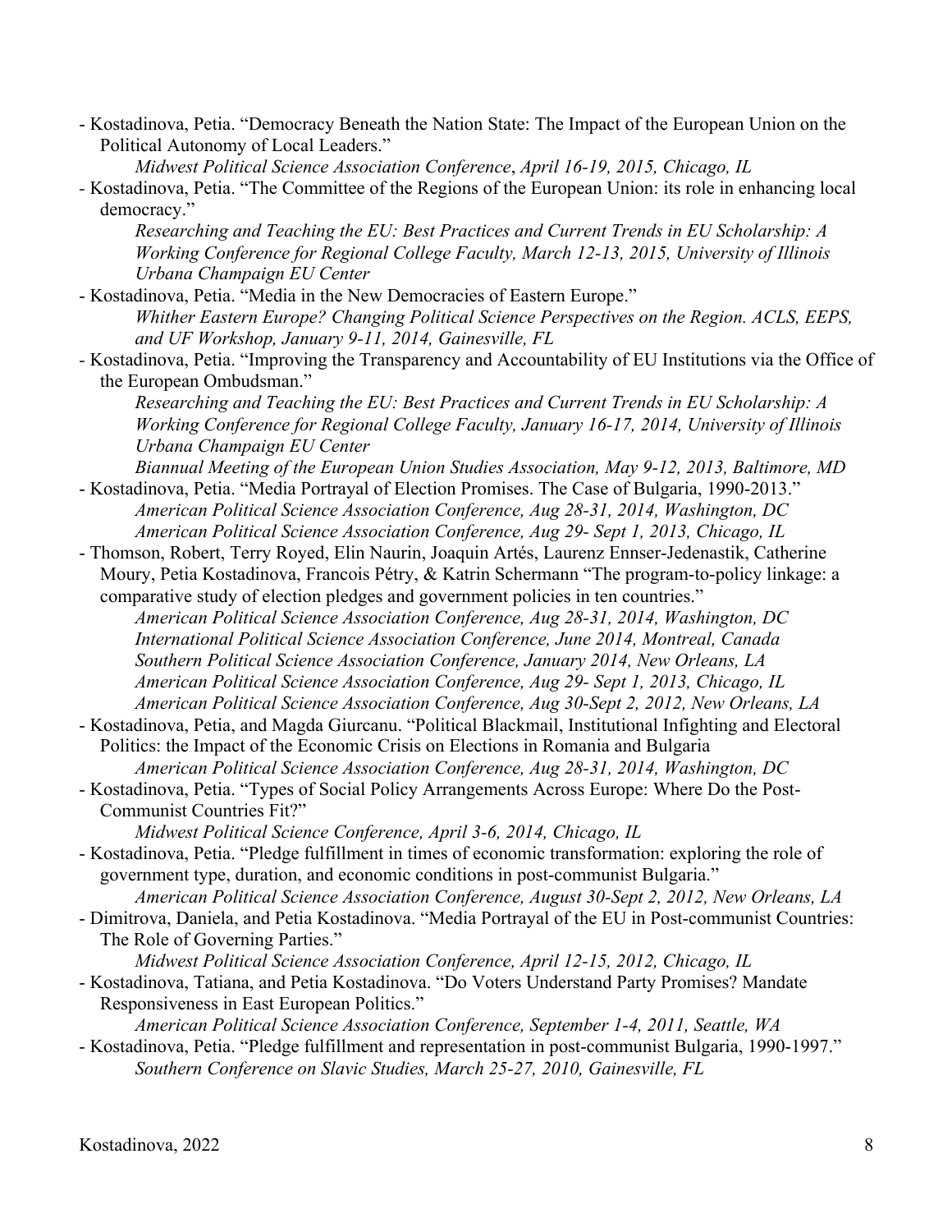- Kostadinova, Petia. "Democracy Beneath the Nation State: The Impact of the European Union on the Political Autonomy of Local Leaders."
  *Midwest Political Science Association Conference, April 16-19, 2015, Chicago, IL*
- Kostadinova, Petia. "The Committee of the Regions of the European Union: its role in enhancing local democracy."
  *Researching and Teaching the EU: Best Practices and Current Trends in EU Scholarship: A Working Conference for Regional College Faculty, March 12-13, 2015, University of Illinois Urbana Champaign EU Center*
- Kostadinova, Petia. "Media in the New Democracies of Eastern Europe."
  *Whither Eastern Europe? Changing Political Science Perspectives on the Region. ACLS, EEPS, and UF Workshop, January 9-11, 2014, Gainesville, FL*
- Kostadinova, Petia. "Improving the Transparency and Accountability of EU Institutions via the Office of the European Ombudsman."
  *Researching and Teaching the EU: Best Practices and Current Trends in EU Scholarship: A Working Conference for Regional College Faculty, January 16-17, 2014, University of Illinois Urbana Champaign EU Center*
  *Biannual Meeting of the European Union Studies Association, May 9-12, 2013, Baltimore, MD*
- Kostadinova, Petia. "Media Portrayal of Election Promises. The Case of Bulgaria, 1990-2013."
  *American Political Science Association Conference, Aug 28-31, 2014, Washington, DC*
  *American Political Science Association Conference, Aug 29- Sept 1, 2013, Chicago, IL*
- Thomson, Robert, Terry Royed, Elin Naurin, Joaquin Artés, Laurenz Ennser-Jedenastik, Catherine Moury, Petia Kostadinova, Francois Pétry, & Katrin Schermann "The program-to-policy linkage: a comparative study of election pledges and government policies in ten countries."
  *American Political Science Association Conference, Aug 28-31, 2014, Washington, DC*
  *International Political Science Association Conference, June 2014, Montreal, Canada*
  *Southern Political Science Association Conference, January 2014, New Orleans, LA*
  *American Political Science Association Conference, Aug 29- Sept 1, 2013, Chicago, IL*
  *American Political Science Association Conference, Aug 30-Sept 2, 2012, New Orleans, LA*
- Kostadinova, Petia, and Magda Giurcanu. "Political Blackmail, Institutional Infighting and Electoral Politics: the Impact of the Economic Crisis on Elections in Romania and Bulgaria
  *American Political Science Association Conference, Aug 28-31, 2014, Washington, DC*
- Kostadinova, Petia. "Types of Social Policy Arrangements Across Europe: Where Do the Post-Communist Countries Fit?"
  *Midwest Political Science Conference, April 3-6, 2014, Chicago, IL*
- Kostadinova, Petia. "Pledge fulfillment in times of economic transformation: exploring the role of government type, duration, and economic conditions in post-communist Bulgaria."
  *American Political Science Association Conference, August 30-Sept 2, 2012, New Orleans, LA*
- Dimitrova, Daniela, and Petia Kostadinova. "Media Portrayal of the EU in Post-communist Countries: The Role of Governing Parties."
  *Midwest Political Science Association Conference, April 12-15, 2012, Chicago, IL*
- Kostadinova, Tatiana, and Petia Kostadinova. "Do Voters Understand Party Promises? Mandate Responsiveness in East European Politics."
  *American Political Science Association Conference, September 1-4, 2011, Seattle, WA*
- Kostadinova, Petia. "Pledge fulfillment and representation in post-communist Bulgaria, 1990-1997."
  *Southern Conference on Slavic Studies, March 25-27, 2010, Gainesville, FL*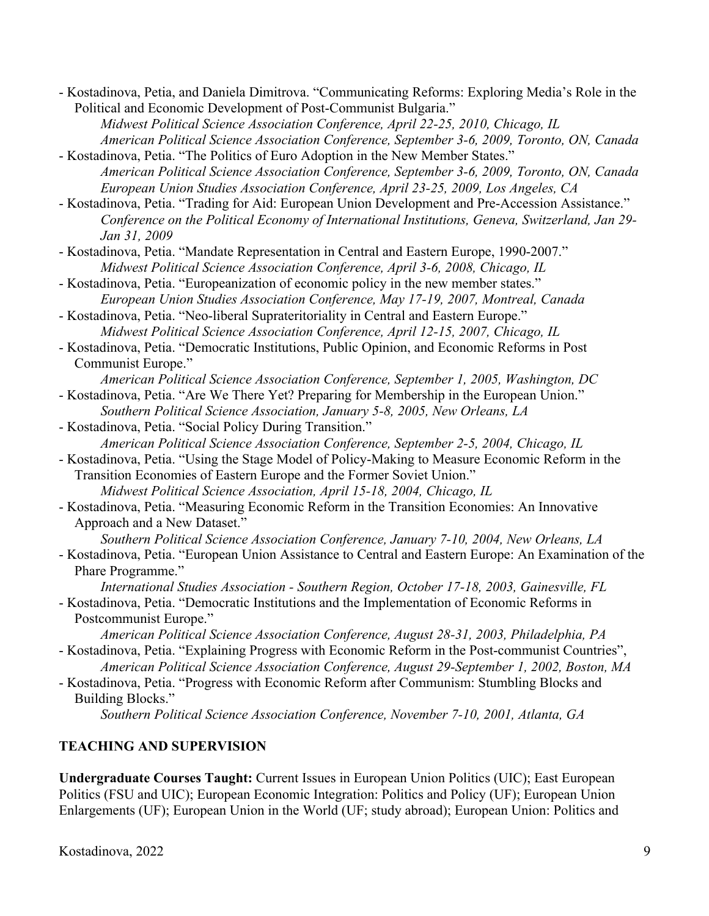- Kostadinova, Petia, and Daniela Dimitrova. "Communicating Reforms: Exploring Media's Role in the Political and Economic Development of Post-Communist Bulgaria."
  *Midwest Political Science Association Conference, April 22-25, 2010, Chicago, IL*
  *American Political Science Association Conference, September 3-6, 2009, Toronto, ON, Canada*
- Kostadinova, Petia. "The Politics of Euro Adoption in the New Member States."
  *American Political Science Association Conference, September 3-6, 2009, Toronto, ON, Canada*
  *European Union Studies Association Conference, April 23-25, 2009, Los Angeles, CA*
- Kostadinova, Petia. "Trading for Aid: European Union Development and Pre-Accession Assistance."
  *Conference on the Political Economy of International Institutions, Geneva, Switzerland, Jan 29-Jan 31, 2009*
- Kostadinova, Petia. "Mandate Representation in Central and Eastern Europe, 1990-2007."
  *Midwest Political Science Association Conference, April 3-6, 2008, Chicago, IL*
- Kostadinova, Petia. "Europeanization of economic policy in the new member states."
  *European Union Studies Association Conference, May 17-19, 2007, Montreal, Canada*
- Kostadinova, Petia. "Neo-liberal Suprateritoriality in Central and Eastern Europe."
  *Midwest Political Science Association Conference, April 12-15, 2007, Chicago, IL*
- Kostadinova, Petia. "Democratic Institutions, Public Opinion, and Economic Reforms in Post Communist Europe."
  *American Political Science Association Conference, September 1, 2005, Washington, DC*
- Kostadinova, Petia. "Are We There Yet? Preparing for Membership in the European Union."
  *Southern Political Science Association, January 5-8, 2005, New Orleans, LA*
- Kostadinova, Petia. "Social Policy During Transition."
  *American Political Science Association Conference, September 2-5, 2004, Chicago, IL*
- Kostadinova, Petia. "Using the Stage Model of Policy-Making to Measure Economic Reform in the Transition Economies of Eastern Europe and the Former Soviet Union."
  *Midwest Political Science Association, April 15-18, 2004, Chicago, IL*
- Kostadinova, Petia. "Measuring Economic Reform in the Transition Economies: An Innovative Approach and a New Dataset."
  *Southern Political Science Association Conference, January 7-10, 2004, New Orleans, LA*
- Kostadinova, Petia. "European Union Assistance to Central and Eastern Europe: An Examination of the Phare Programme."
  *International Studies Association - Southern Region, October 17-18, 2003, Gainesville, FL*
- Kostadinova, Petia. "Democratic Institutions and the Implementation of Economic Reforms in Postcommunist Europe."
  *American Political Science Association Conference, August 28-31, 2003, Philadelphia, PA*
- Kostadinova, Petia. "Explaining Progress with Economic Reform in the Post-communist Countries",
  *American Political Science Association Conference, August 29-September 1, 2002, Boston, MA*
- Kostadinova, Petia. "Progress with Economic Reform after Communism: Stumbling Blocks and Building Blocks."
  *Southern Political Science Association Conference, November 7-10, 2001, Atlanta, GA*

## TEACHING AND SUPERVISION

**Undergraduate Courses Taught:** Current Issues in European Union Politics (UIC); East European Politics (FSU and UIC); European Economic Integration: Politics and Policy (UF); European Union Enlargements (UF); European Union in the World (UF; study abroad); European Union: Politics and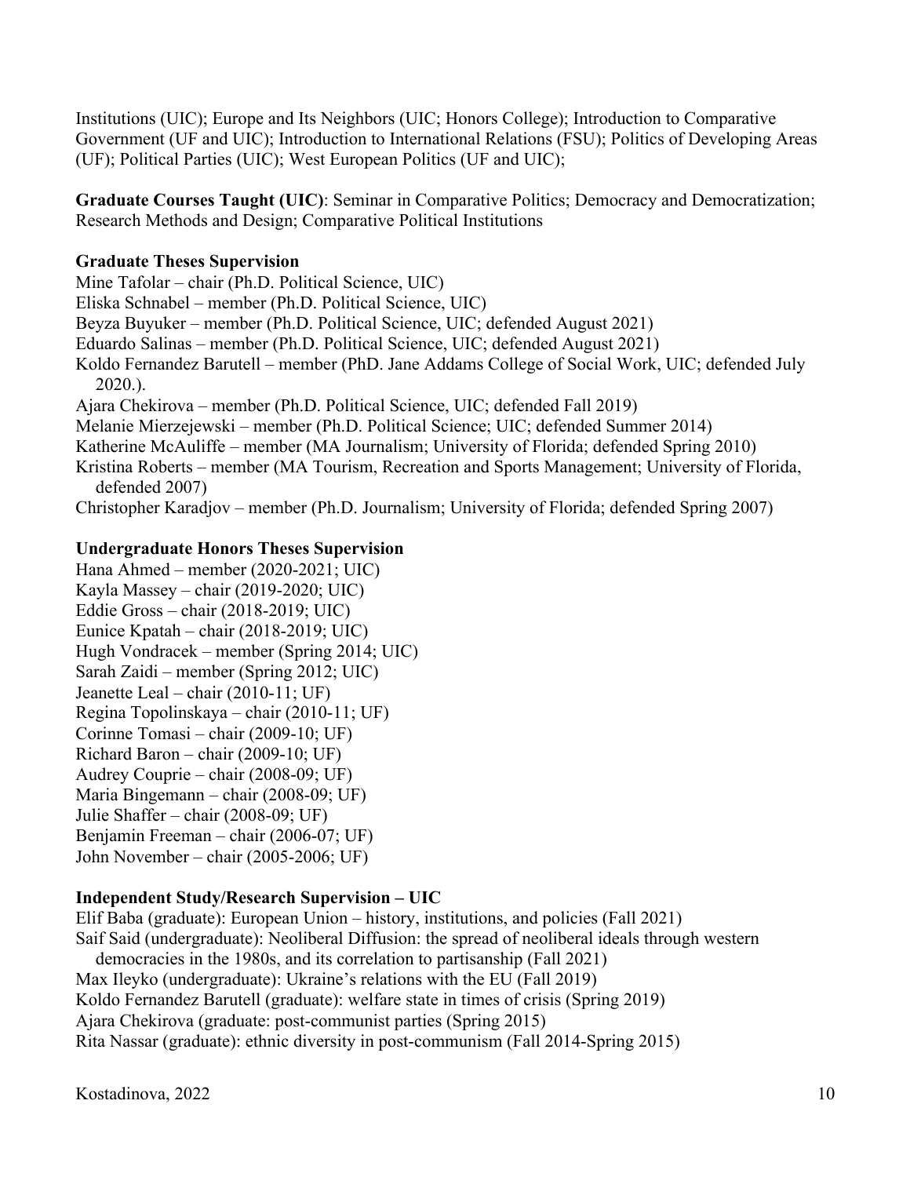Institutions (UIC); Europe and Its Neighbors (UIC; Honors College); Introduction to Comparative Government (UF and UIC); Introduction to International Relations (FSU); Politics of Developing Areas (UF); Political Parties (UIC); West European Politics (UF and UIC);

**Graduate Courses Taught (UIC)**: Seminar in Comparative Politics; Democracy and Democratization; Research Methods and Design; Comparative Political Institutions

**Graduate Theses Supervision**

Mine Tafolar – chair (Ph.D. Political Science, UIC)
Eliska Schnabel – member (Ph.D. Political Science, UIC)
Beyza Buyuker – member (Ph.D. Political Science, UIC; defended August 2021)
Eduardo Salinas – member (Ph.D. Political Science, UIC; defended August 2021)
Koldo Fernandez Barutell – member (PhD. Jane Addams College of Social Work, UIC; defended July 2020.).
Ajara Chekirova – member (Ph.D. Political Science, UIC; defended Fall 2019)
Melanie Mierzejewski – member (Ph.D. Political Science; UIC; defended Summer 2014)
Katherine McAuliffe – member (MA Journalism; University of Florida; defended Spring 2010)
Kristina Roberts – member (MA Tourism, Recreation and Sports Management; University of Florida, defended 2007)
Christopher Karadjov – member (Ph.D. Journalism; University of Florida; defended Spring 2007)

**Undergraduate Honors Theses Supervision**

Hana Ahmed – member (2020-2021; UIC)
Kayla Massey – chair (2019-2020; UIC)
Eddie Gross – chair (2018-2019; UIC)
Eunice Kpatah – chair (2018-2019; UIC)
Hugh Vondracek – member (Spring 2014; UIC)
Sarah Zaidi – member (Spring 2012; UIC)
Jeanette Leal – chair (2010-11; UF)
Regina Topolinskaya – chair (2010-11; UF)
Corinne Tomasi – chair (2009-10; UF)
Richard Baron – chair (2009-10; UF)
Audrey Couprie – chair (2008-09; UF)
Maria Bingemann – chair (2008-09; UF)
Julie Shaffer – chair (2008-09; UF)
Benjamin Freeman – chair (2006-07; UF)
John November – chair (2005-2006; UF)

**Independent Study/Research Supervision – UIC**

Elif Baba (graduate): European Union – history, institutions, and policies (Fall 2021)
Saif Said (undergraduate): Neoliberal Diffusion: the spread of neoliberal ideals through western democracies in the 1980s, and its correlation to partisanship (Fall 2021)
Max Ileyko (undergraduate): Ukraine's relations with the EU (Fall 2019)
Koldo Fernandez Barutell (graduate): welfare state in times of crisis (Spring 2019)
Ajara Chekirova (graduate: post-communist parties (Spring 2015)
Rita Nassar (graduate): ethnic diversity in post-communism (Fall 2014-Spring 2015)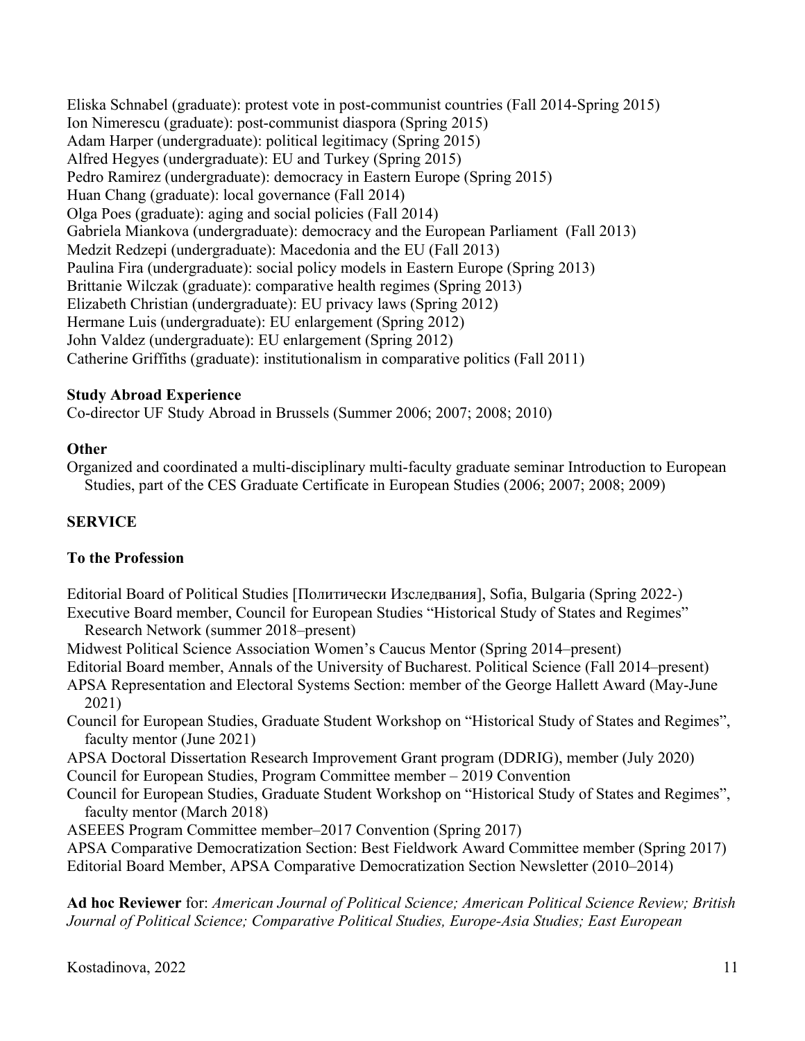Eliska Schnabel (graduate): protest vote in post-communist countries (Fall 2014-Spring 2015)
Ion Nimerescu (graduate): post-communist diaspora (Spring 2015)
Adam Harper (undergraduate): political legitimacy (Spring 2015)
Alfred Hegyes (undergraduate): EU and Turkey (Spring 2015)
Pedro Ramirez (undergraduate): democracy in Eastern Europe (Spring 2015)
Huan Chang (graduate): local governance (Fall 2014)
Olga Poes (graduate): aging and social policies (Fall 2014)
Gabriela Miankova (undergraduate): democracy and the European Parliament (Fall 2013)
Medzit Redzepi (undergraduate): Macedonia and the EU (Fall 2013)
Paulina Fira (undergraduate): social policy models in Eastern Europe (Spring 2013)
Brittanie Wilczak (graduate): comparative health regimes (Spring 2013)
Elizabeth Christian (undergraduate): EU privacy laws (Spring 2012)
Hermane Luis (undergraduate): EU enlargement (Spring 2012)
John Valdez (undergraduate): EU enlargement (Spring 2012)
Catherine Griffiths (graduate): institutionalism in comparative politics (Fall 2011)

**Study Abroad Experience**

Co-director UF Study Abroad in Brussels (Summer 2006; 2007; 2008; 2010)

**Other**

Organized and coordinated a multi-disciplinary multi-faculty graduate seminar Introduction to European Studies, part of the CES Graduate Certificate in European Studies (2006; 2007; 2008; 2009)

## SERVICE

**To the Profession**

Editorial Board of Political Studies [Политически Изследвания], Sofia, Bulgaria (Spring 2022-)
Executive Board member, Council for European Studies "Historical Study of States and Regimes" Research Network (summer 2018–present)
Midwest Political Science Association Women's Caucus Mentor (Spring 2014–present)
Editorial Board member, Annals of the University of Bucharest. Political Science (Fall 2014–present)
APSA Representation and Electoral Systems Section: member of the George Hallett Award (May-June 2021)
Council for European Studies, Graduate Student Workshop on "Historical Study of States and Regimes", faculty mentor (June 2021)
APSA Doctoral Dissertation Research Improvement Grant program (DDRIG), member (July 2020)
Council for European Studies, Program Committee member – 2019 Convention
Council for European Studies, Graduate Student Workshop on "Historical Study of States and Regimes", faculty mentor (March 2018)
ASEEES Program Committee member–2017 Convention (Spring 2017)
APSA Comparative Democratization Section: Best Fieldwork Award Committee member (Spring 2017)
Editorial Board Member, APSA Comparative Democratization Section Newsletter (2010–2014)

**Ad hoc Reviewer** for: *American Journal of Political Science; American Political Science Review; British Journal of Political Science; Comparative Political Studies, Europe-Asia Studies; East European*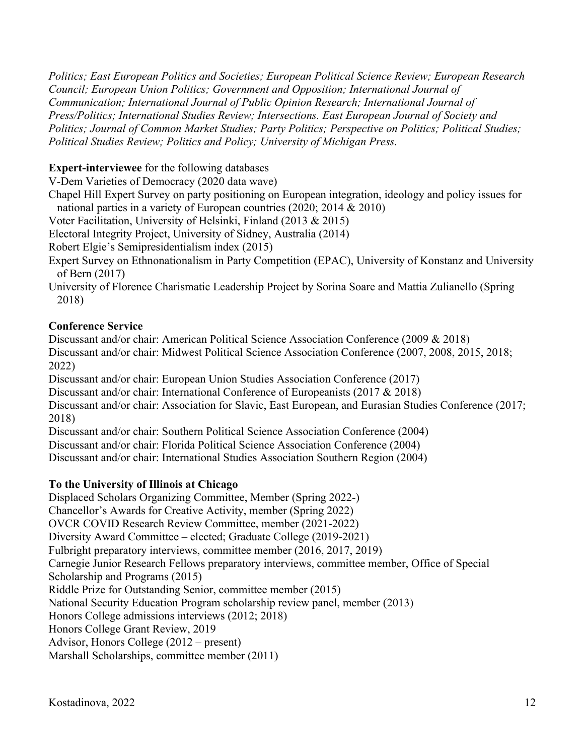*Politics; East European Politics and Societies; European Political Science Review; European Research Council; European Union Politics; Government and Opposition; International Journal of Communication; International Journal of Public Opinion Research; International Journal of Press/Politics; International Studies Review; Intersections. East European Journal of Society and Politics; Journal of Common Market Studies; Party Politics; Perspective on Politics; Political Studies; Political Studies Review; Politics and Policy; University of Michigan Press.*

**Expert-interviewee** for the following databases

V-Dem Varieties of Democracy (2020 data wave)

Chapel Hill Expert Survey on party positioning on European integration, ideology and policy issues for national parties in a variety of European countries (2020; 2014 & 2010)

Voter Facilitation, University of Helsinki, Finland (2013 & 2015)

Electoral Integrity Project, University of Sidney, Australia (2014)

Robert Elgie's Semipresidentialism index (2015)

Expert Survey on Ethnonationalism in Party Competition (EPAC), University of Konstanz and University of Bern (2017)

University of Florence Charismatic Leadership Project by Sorina Soare and Mattia Zulianello (Spring 2018)

**Conference Service**

Discussant and/or chair: American Political Science Association Conference (2009 & 2018)

Discussant and/or chair: Midwest Political Science Association Conference (2007, 2008, 2015, 2018; 2022)

Discussant and/or chair: European Union Studies Association Conference (2017)

Discussant and/or chair: International Conference of Europeanists (2017 & 2018)

Discussant and/or chair: Association for Slavic, East European, and Eurasian Studies Conference (2017; 2018)

Discussant and/or chair: Southern Political Science Association Conference (2004)

Discussant and/or chair: Florida Political Science Association Conference (2004)

Discussant and/or chair: International Studies Association Southern Region (2004)

**To the University of Illinois at Chicago**

Displaced Scholars Organizing Committee, Member (Spring 2022-)

Chancellor's Awards for Creative Activity, member (Spring 2022)

OVCR COVID Research Review Committee, member (2021-2022)

Diversity Award Committee – elected; Graduate College (2019-2021)

Fulbright preparatory interviews, committee member (2016, 2017, 2019)

Carnegie Junior Research Fellows preparatory interviews, committee member, Office of Special Scholarship and Programs (2015)

Riddle Prize for Outstanding Senior, committee member (2015)

National Security Education Program scholarship review panel, member (2013)

Honors College admissions interviews (2012; 2018)

Honors College Grant Review, 2019

Advisor, Honors College (2012 – present)

Marshall Scholarships, committee member (2011)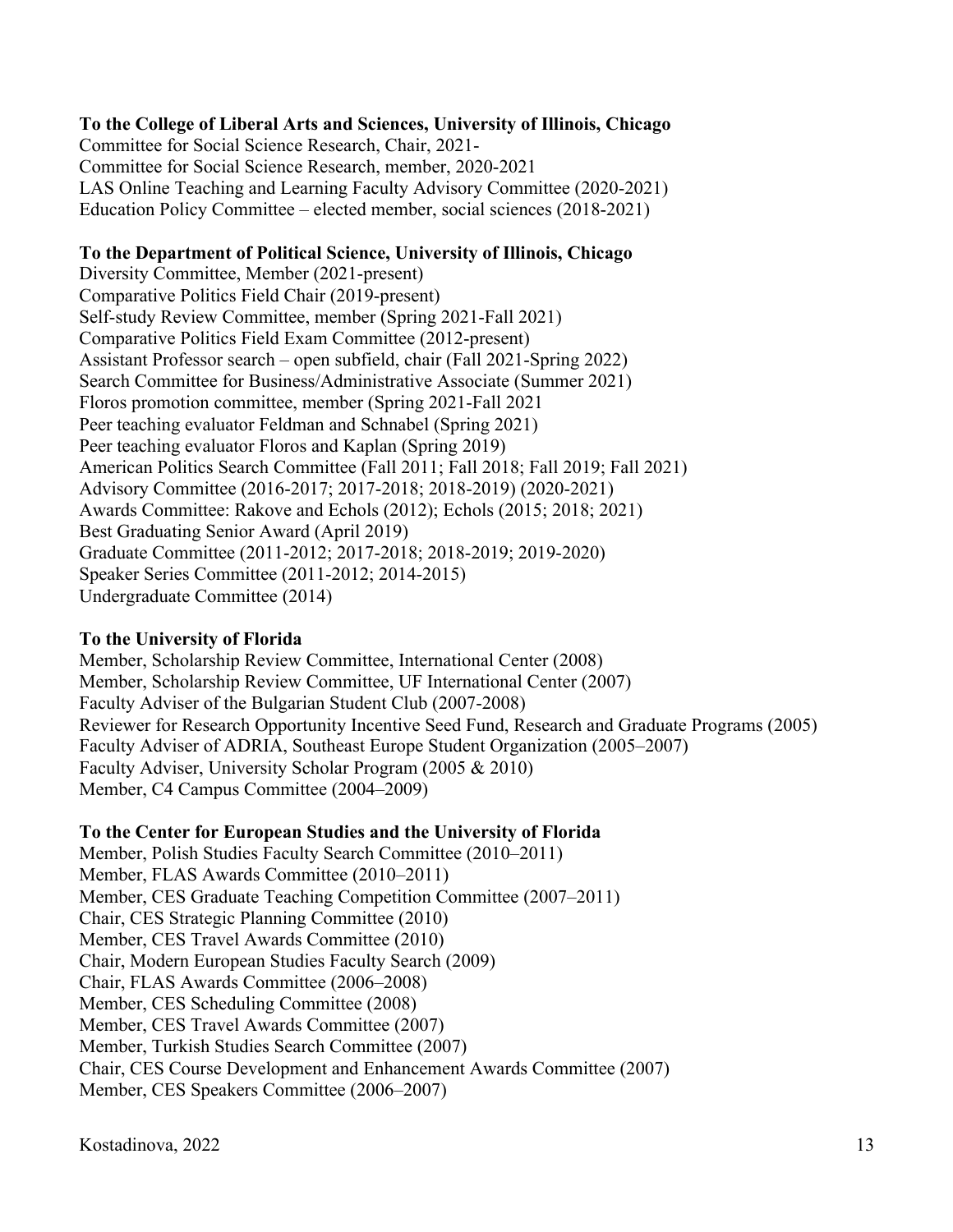**To the College of Liberal Arts and Sciences, University of Illinois, Chicago**

Committee for Social Science Research, Chair, 2021-
Committee for Social Science Research, member, 2020-2021
LAS Online Teaching and Learning Faculty Advisory Committee (2020-2021)
Education Policy Committee – elected member, social sciences (2018-2021)

**To the Department of Political Science, University of Illinois, Chicago**

Diversity Committee, Member (2021-present)
Comparative Politics Field Chair (2019-present)
Self-study Review Committee, member (Spring 2021-Fall 2021)
Comparative Politics Field Exam Committee (2012-present)
Assistant Professor search – open subfield, chair (Fall 2021-Spring 2022)
Search Committee for Business/Administrative Associate (Summer 2021)
Floros promotion committee, member (Spring 2021-Fall 2021
Peer teaching evaluator Feldman and Schnabel (Spring 2021)
Peer teaching evaluator Floros and Kaplan (Spring 2019)
American Politics Search Committee (Fall 2011; Fall 2018; Fall 2019; Fall 2021)
Advisory Committee (2016-2017; 2017-2018; 2018-2019) (2020-2021)
Awards Committee: Rakove and Echols (2012); Echols (2015; 2018; 2021)
Best Graduating Senior Award (April 2019)
Graduate Committee (2011-2012; 2017-2018; 2018-2019; 2019-2020)
Speaker Series Committee (2011-2012; 2014-2015)
Undergraduate Committee (2014)

**To the University of Florida**

Member, Scholarship Review Committee, International Center (2008)
Member, Scholarship Review Committee, UF International Center (2007)
Faculty Adviser of the Bulgarian Student Club (2007-2008)
Reviewer for Research Opportunity Incentive Seed Fund, Research and Graduate Programs (2005)
Faculty Adviser of ADRIA, Southeast Europe Student Organization (2005–2007)
Faculty Adviser, University Scholar Program (2005 & 2010)
Member, C4 Campus Committee (2004–2009)

**To the Center for European Studies and the University of Florida**

Member, Polish Studies Faculty Search Committee (2010–2011)
Member, FLAS Awards Committee (2010–2011)
Member, CES Graduate Teaching Competition Committee (2007–2011)
Chair, CES Strategic Planning Committee (2010)
Member, CES Travel Awards Committee (2010)
Chair, Modern European Studies Faculty Search (2009)
Chair, FLAS Awards Committee (2006–2008)
Member, CES Scheduling Committee (2008)
Member, CES Travel Awards Committee (2007)
Member, Turkish Studies Search Committee (2007)
Chair, CES Course Development and Enhancement Awards Committee (2007)
Member, CES Speakers Committee (2006–2007)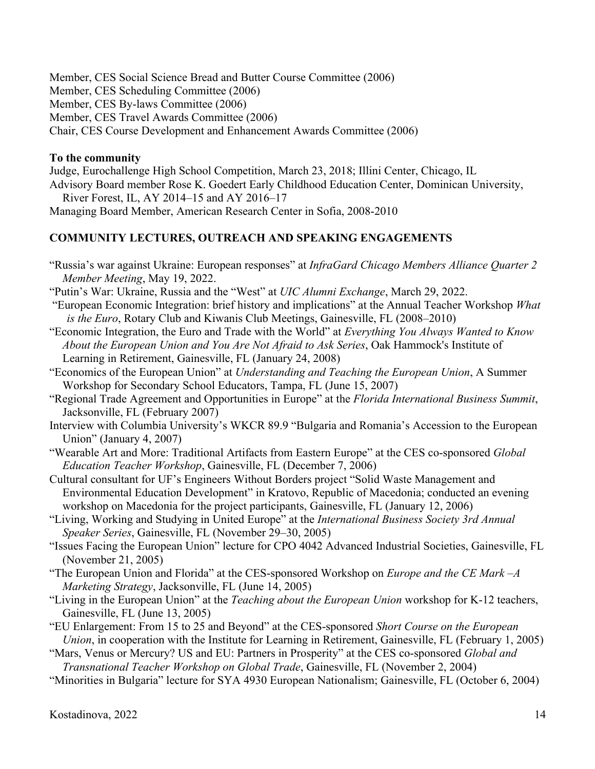Member, CES Social Science Bread and Butter Course Committee (2006)
Member, CES Scheduling Committee (2006)
Member, CES By-laws Committee (2006)
Member, CES Travel Awards Committee (2006)
Chair, CES Course Development and Enhancement Awards Committee (2006)

**To the community**

Judge, Eurochallenge High School Competition, March 23, 2018; Illini Center, Chicago, IL
Advisory Board member Rose K. Goedert Early Childhood Education Center, Dominican University, River Forest, IL, AY 2014–15 and AY 2016–17
Managing Board Member, American Research Center in Sofia, 2008-2010

## COMMUNITY LECTURES, OUTREACH AND SPEAKING ENGAGEMENTS

"Russia's war against Ukraine: European responses" at *InfraGard Chicago Members Alliance Quarter 2 Member Meeting*, May 19, 2022.

"Putin's War: Ukraine, Russia and the "West" at *UIC Alumni Exchange*, March 29, 2022.

"European Economic Integration: brief history and implications" at the Annual Teacher Workshop *What is the Euro*, Rotary Club and Kiwanis Club Meetings, Gainesville, FL (2008–2010)

"Economic Integration, the Euro and Trade with the World" at *Everything You Always Wanted to Know About the European Union and You Are Not Afraid to Ask Series*, Oak Hammock's Institute of Learning in Retirement, Gainesville, FL (January 24, 2008)

"Economics of the European Union" at *Understanding and Teaching the European Union*, A Summer Workshop for Secondary School Educators, Tampa, FL (June 15, 2007)

"Regional Trade Agreement and Opportunities in Europe" at the *Florida International Business Summit*, Jacksonville, FL (February 2007)

Interview with Columbia University's WKCR 89.9 "Bulgaria and Romania's Accession to the European Union" (January 4, 2007)

"Wearable Art and More: Traditional Artifacts from Eastern Europe" at the CES co-sponsored *Global Education Teacher Workshop*, Gainesville, FL (December 7, 2006)

Cultural consultant for UF's Engineers Without Borders project "Solid Waste Management and Environmental Education Development" in Kratovo, Republic of Macedonia; conducted an evening workshop on Macedonia for the project participants, Gainesville, FL (January 12, 2006)

"Living, Working and Studying in United Europe" at the *International Business Society 3rd Annual Speaker Series*, Gainesville, FL (November 29–30, 2005)

"Issues Facing the European Union" lecture for CPO 4042 Advanced Industrial Societies, Gainesville, FL (November 21, 2005)

"The European Union and Florida" at the CES-sponsored Workshop on *Europe and the CE Mark –A Marketing Strategy*, Jacksonville, FL (June 14, 2005)

"Living in the European Union" at the *Teaching about the European Union* workshop for K-12 teachers, Gainesville, FL (June 13, 2005)

"EU Enlargement: From 15 to 25 and Beyond" at the CES-sponsored *Short Course on the European Union*, in cooperation with the Institute for Learning in Retirement, Gainesville, FL (February 1, 2005)

"Mars, Venus or Mercury? US and EU: Partners in Prosperity" at the CES co-sponsored *Global and Transnational Teacher Workshop on Global Trade*, Gainesville, FL (November 2, 2004)

"Minorities in Bulgaria" lecture for SYA 4930 European Nationalism; Gainesville, FL (October 6, 2004)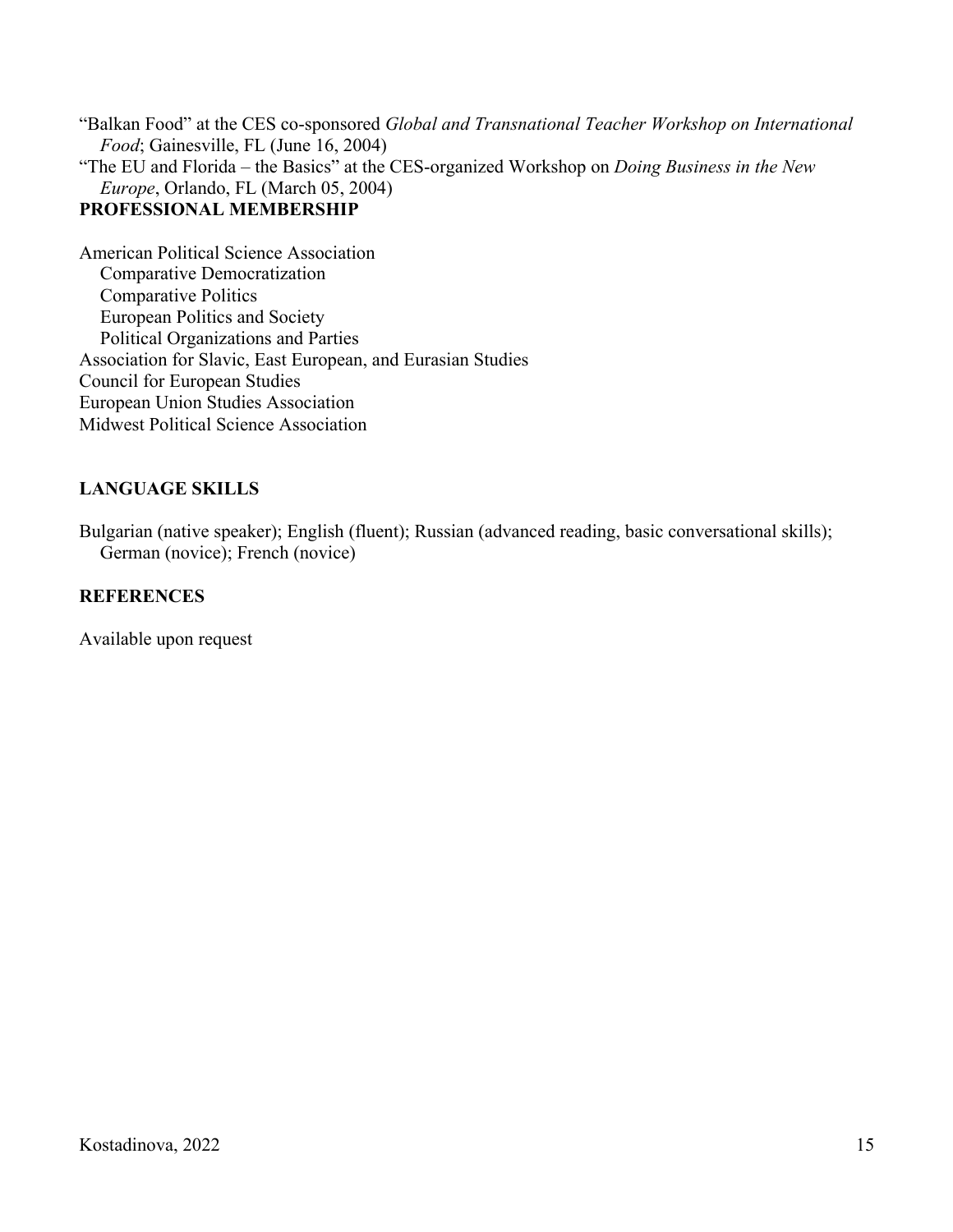"Balkan Food" at the CES co-sponsored *Global and Transnational Teacher Workshop on International Food*; Gainesville, FL (June 16, 2004)

"The EU and Florida – the Basics" at the CES-organized Workshop on *Doing Business in the New Europe*, Orlando, FL (March 05, 2004)

## PROFESSIONAL MEMBERSHIP

American Political Science Association
- Comparative Democratization
- Comparative Politics
- European Politics and Society
- Political Organizations and Parties

Association for Slavic, East European, and Eurasian Studies
Council for European Studies
European Union Studies Association
Midwest Political Science Association

## LANGUAGE SKILLS

Bulgarian (native speaker); English (fluent); Russian (advanced reading, basic conversational skills); German (novice); French (novice)

## REFERENCES

Available upon request